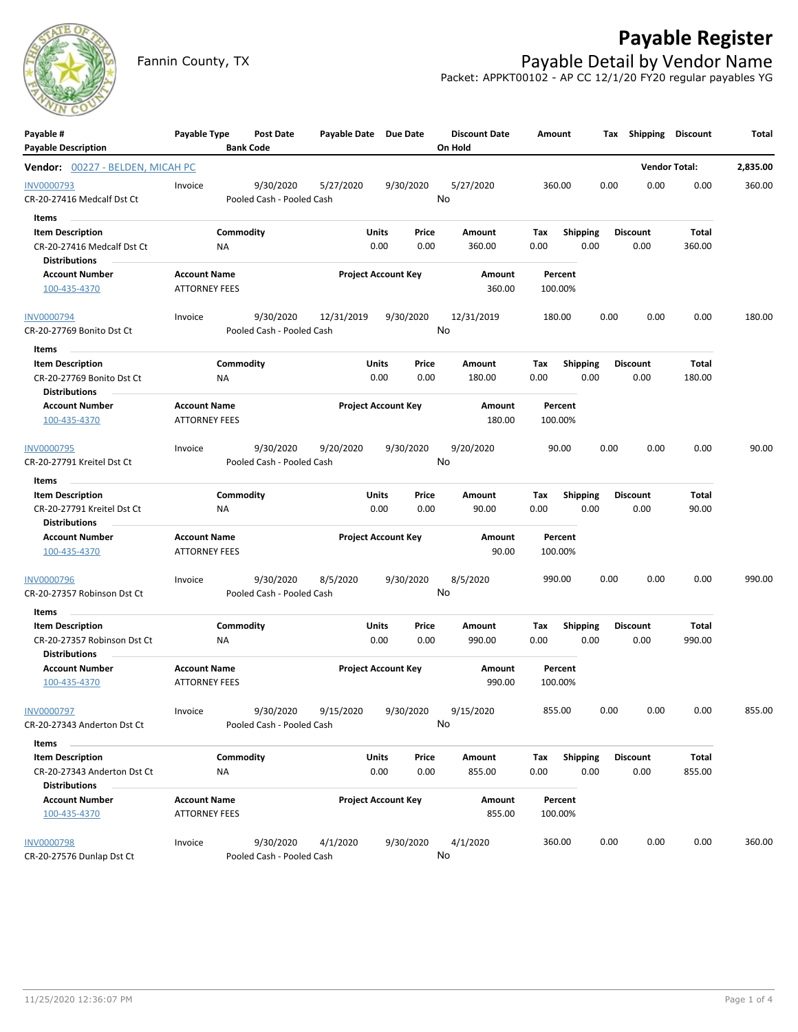# Payable Register

Fannin County, TX

## Payable Detail by Vendor Name

Packet: APPKT00102 - AP CC 12/1/20 FY20 regular payables YG

| Payable # / Payable Description | Payable Type | Post Date / Bank Code | Payable Date | Due Date | Discount Date / On Hold | Amount | Tax | Shipping | Discount | Total |
|---|---|---|---|---|---|---|---|---|---|---|
| **Vendor:** 00227 - BELDEN, MICAH PC | | | | | | | | | **Vendor Total:** | **2,835.00** |

**INV0000793** — Invoice — Post Date 9/30/2020 — Payable Date 5/27/2020 — Due Date 9/30/2020 — Discount Date 5/27/2020 — Amount 360.00 — Tax 0.00 — Shipping 0.00 — Discount 0.00 — Total 360.00

CR-20-27416 Medcalf Dst Ct — Pooled Cash - Pooled Cash — On Hold: No

**Items**

| Item Description | Commodity | Units | Price | Amount | Tax | Shipping | Discount | Total |
|---|---|---|---|---|---|---|---|---|
| CR-20-27416 Medcalf Dst Ct | NA | 0.00 | 0.00 | 360.00 | 0.00 | 0.00 | 0.00 | 360.00 |

**Distributions**

| Account Number | Account Name | Project Account Key | Amount | Percent |
|---|---|---|---|---|
| 100-435-4370 | ATTORNEY FEES | | 360.00 | 100.00% |

**INV0000794** — Invoice — Post Date 9/30/2020 — Payable Date 12/31/2019 — Due Date 9/30/2020 — Discount Date 12/31/2019 — Amount 180.00 — Tax 0.00 — Shipping 0.00 — Discount 0.00 — Total 180.00

CR-20-27769 Bonito Dst Ct — Pooled Cash - Pooled Cash — On Hold: No

**Items**

| Item Description | Commodity | Units | Price | Amount | Tax | Shipping | Discount | Total |
|---|---|---|---|---|---|---|---|---|
| CR-20-27769 Bonito Dst Ct | NA | 0.00 | 0.00 | 180.00 | 0.00 | 0.00 | 0.00 | 180.00 |

**Distributions**

| Account Number | Account Name | Project Account Key | Amount | Percent |
|---|---|---|---|---|
| 100-435-4370 | ATTORNEY FEES | | 180.00 | 100.00% |

**INV0000795** — Invoice — Post Date 9/30/2020 — Payable Date 9/20/2020 — Due Date 9/30/2020 — Discount Date 9/20/2020 — Amount 90.00 — Tax 0.00 — Shipping 0.00 — Discount 0.00 — Total 90.00

CR-20-27791 Kreitel Dst Ct — Pooled Cash - Pooled Cash — On Hold: No

**Items**

| Item Description | Commodity | Units | Price | Amount | Tax | Shipping | Discount | Total |
|---|---|---|---|---|---|---|---|---|
| CR-20-27791 Kreitel Dst Ct | NA | 0.00 | 0.00 | 90.00 | 0.00 | 0.00 | 0.00 | 90.00 |

**Distributions**

| Account Number | Account Name | Project Account Key | Amount | Percent |
|---|---|---|---|---|
| 100-435-4370 | ATTORNEY FEES | | 90.00 | 100.00% |

**INV0000796** — Invoice — Post Date 9/30/2020 — Payable Date 8/5/2020 — Due Date 9/30/2020 — Discount Date 8/5/2020 — Amount 990.00 — Tax 0.00 — Shipping 0.00 — Discount 0.00 — Total 990.00

CR-20-27357 Robinson Dst Ct — Pooled Cash - Pooled Cash — On Hold: No

**Items**

| Item Description | Commodity | Units | Price | Amount | Tax | Shipping | Discount | Total |
|---|---|---|---|---|---|---|---|---|
| CR-20-27357 Robinson Dst Ct | NA | 0.00 | 0.00 | 990.00 | 0.00 | 0.00 | 0.00 | 990.00 |

**Distributions**

| Account Number | Account Name | Project Account Key | Amount | Percent |
|---|---|---|---|---|
| 100-435-4370 | ATTORNEY FEES | | 990.00 | 100.00% |

**INV0000797** — Invoice — Post Date 9/30/2020 — Payable Date 9/15/2020 — Due Date 9/30/2020 — Discount Date 9/15/2020 — Amount 855.00 — Tax 0.00 — Shipping 0.00 — Discount 0.00 — Total 855.00

CR-20-27343 Anderton Dst Ct — Pooled Cash - Pooled Cash — On Hold: No

**Items**

| Item Description | Commodity | Units | Price | Amount | Tax | Shipping | Discount | Total |
|---|---|---|---|---|---|---|---|---|
| CR-20-27343 Anderton Dst Ct | NA | 0.00 | 0.00 | 855.00 | 0.00 | 0.00 | 0.00 | 855.00 |

**Distributions**

| Account Number | Account Name | Project Account Key | Amount | Percent |
|---|---|---|---|---|
| 100-435-4370 | ATTORNEY FEES | | 855.00 | 100.00% |

**INV0000798** — Invoice — Post Date 9/30/2020 — Payable Date 4/1/2020 — Due Date 9/30/2020 — Discount Date 4/1/2020 — Amount 360.00 — Tax 0.00 — Shipping 0.00 — Discount 0.00 — Total 360.00

CR-20-27576 Dunlap Dst Ct — Pooled Cash - Pooled Cash — On Hold: No

11/25/2020 12:36:07 PM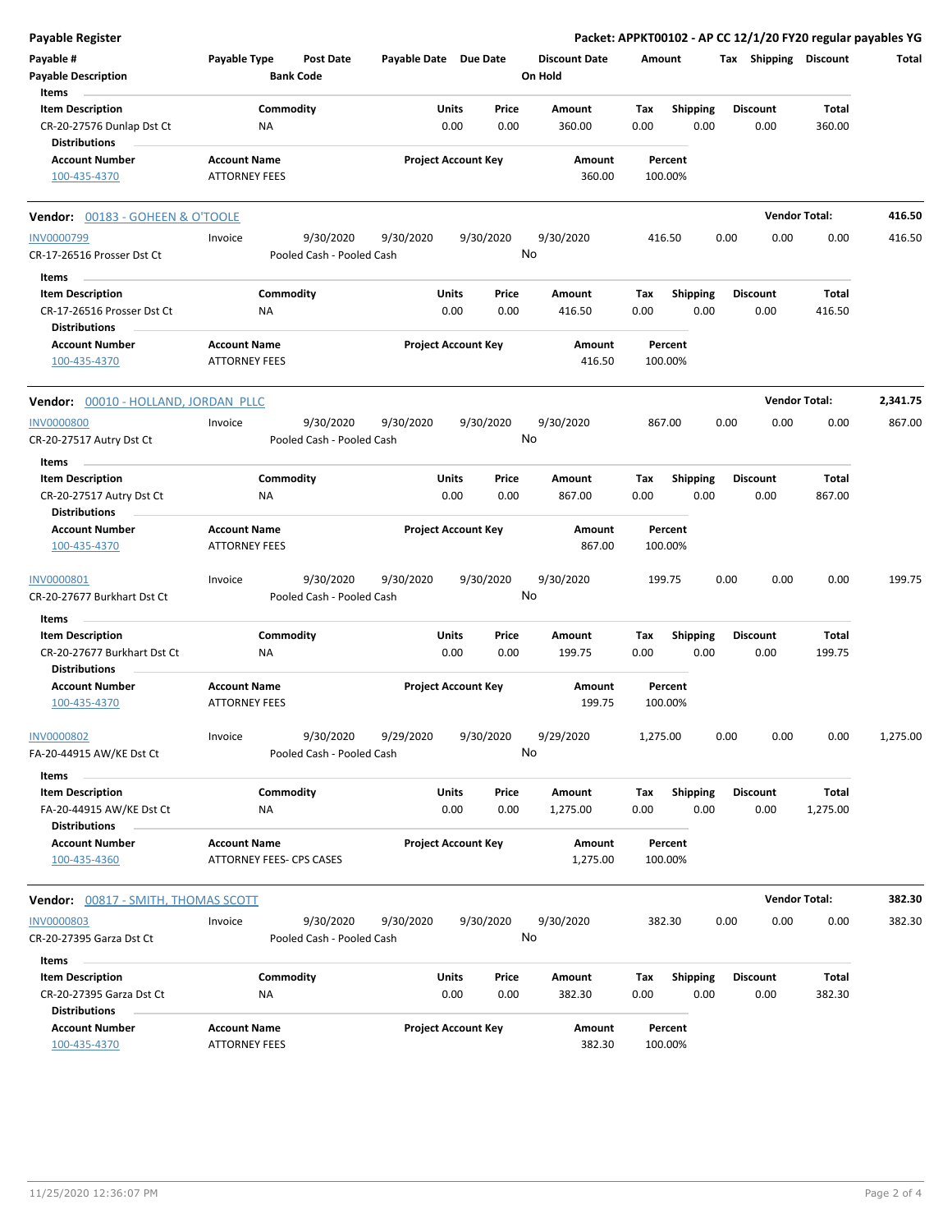**Payable Register** — **Packet: APPKT00102 - AP CC 12/1/20 FY20 regular payables YG**

| Payable # / Payable Description | Payable Type | Post Date / Bank Code | Payable Date | Due Date | Discount Date / On Hold | Amount | Tax | Shipping | Discount | Total |
|---|---|---|---|---|---|---|---|---|---|---|

**Items**

| Item Description | Commodity | Units | Price | Amount | Tax | Shipping | Discount | Total |
|---|---|---|---|---|---|---|---|---|
| CR-20-27576 Dunlap Dst Ct | NA | 0.00 | 0.00 | 360.00 | 0.00 | 0.00 | 0.00 | 360.00 |

**Distributions**

| Account Number | Account Name | Project Account Key | Amount | Percent |
|---|---|---|---|---|
| 100-435-4370 | ATTORNEY FEES | | 360.00 | 100.00% |

---

**Vendor: 00183 - GOHEEN & O'TOOLE** — **Vendor Total: 416.50**

| Payable # | Payable Type | Post Date | Payable Date | Due Date | Discount Date | Amount | Tax | Shipping | Discount | Total |
|---|---|---|---|---|---|---|---|---|---|---|
| INV0000799 | Invoice | 9/30/2020 | 9/30/2020 | 9/30/2020 | 9/30/2020 | 416.50 | 0.00 | 0.00 | 0.00 | 416.50 |

CR-17-26516 Prosser Dst Ct — Pooled Cash - Pooled Cash — On Hold: No

**Items**

| Item Description | Commodity | Units | Price | Amount | Tax | Shipping | Discount | Total |
|---|---|---|---|---|---|---|---|---|
| CR-17-26516 Prosser Dst Ct | NA | 0.00 | 0.00 | 416.50 | 0.00 | 0.00 | 0.00 | 416.50 |

**Distributions**

| Account Number | Account Name | Project Account Key | Amount | Percent |
|---|---|---|---|---|
| 100-435-4370 | ATTORNEY FEES | | 416.50 | 100.00% |

---

**Vendor: 00010 - HOLLAND, JORDAN PLLC** — **Vendor Total: 2,341.75**

| Payable # | Payable Type | Post Date | Payable Date | Due Date | Discount Date | Amount | Tax | Shipping | Discount | Total |
|---|---|---|---|---|---|---|---|---|---|---|
| INV0000800 | Invoice | 9/30/2020 | 9/30/2020 | 9/30/2020 | 9/30/2020 | 867.00 | 0.00 | 0.00 | 0.00 | 867.00 |

CR-20-27517 Autry Dst Ct — Pooled Cash - Pooled Cash — On Hold: No

**Items**

| Item Description | Commodity | Units | Price | Amount | Tax | Shipping | Discount | Total |
|---|---|---|---|---|---|---|---|---|
| CR-20-27517 Autry Dst Ct | NA | 0.00 | 0.00 | 867.00 | 0.00 | 0.00 | 0.00 | 867.00 |

**Distributions**

| Account Number | Account Name | Project Account Key | Amount | Percent |
|---|---|---|---|---|
| 100-435-4370 | ATTORNEY FEES | | 867.00 | 100.00% |

| Payable # | Payable Type | Post Date | Payable Date | Due Date | Discount Date | Amount | Tax | Shipping | Discount | Total |
|---|---|---|---|---|---|---|---|---|---|---|
| INV0000801 | Invoice | 9/30/2020 | 9/30/2020 | 9/30/2020 | 9/30/2020 | 199.75 | 0.00 | 0.00 | 0.00 | 199.75 |

CR-20-27677 Burkhart Dst Ct — Pooled Cash - Pooled Cash — On Hold: No

**Items**

| Item Description | Commodity | Units | Price | Amount | Tax | Shipping | Discount | Total |
|---|---|---|---|---|---|---|---|---|
| CR-20-27677 Burkhart Dst Ct | NA | 0.00 | 0.00 | 199.75 | 0.00 | 0.00 | 0.00 | 199.75 |

**Distributions**

| Account Number | Account Name | Project Account Key | Amount | Percent |
|---|---|---|---|---|
| 100-435-4370 | ATTORNEY FEES | | 199.75 | 100.00% |

| Payable # | Payable Type | Post Date | Payable Date | Due Date | Discount Date | Amount | Tax | Shipping | Discount | Total |
|---|---|---|---|---|---|---|---|---|---|---|
| INV0000802 | Invoice | 9/30/2020 | 9/29/2020 | 9/30/2020 | 9/29/2020 | 1,275.00 | 0.00 | 0.00 | 0.00 | 1,275.00 |

FA-20-44915 AW/KE Dst Ct — Pooled Cash - Pooled Cash — On Hold: No

**Items**

| Item Description | Commodity | Units | Price | Amount | Tax | Shipping | Discount | Total |
|---|---|---|---|---|---|---|---|---|
| FA-20-44915 AW/KE Dst Ct | NA | 0.00 | 0.00 | 1,275.00 | 0.00 | 0.00 | 0.00 | 1,275.00 |

**Distributions**

| Account Number | Account Name | Project Account Key | Amount | Percent |
|---|---|---|---|---|
| 100-435-4360 | ATTORNEY FEES- CPS CASES | | 1,275.00 | 100.00% |

---

**Vendor: 00817 - SMITH, THOMAS SCOTT** — **Vendor Total: 382.30**

| Payable # | Payable Type | Post Date | Payable Date | Due Date | Discount Date | Amount | Tax | Shipping | Discount | Total |
|---|---|---|---|---|---|---|---|---|---|---|
| INV0000803 | Invoice | 9/30/2020 | 9/30/2020 | 9/30/2020 | 9/30/2020 | 382.30 | 0.00 | 0.00 | 0.00 | 382.30 |

CR-20-27395 Garza Dst Ct — Pooled Cash - Pooled Cash — On Hold: No

**Items**

| Item Description | Commodity | Units | Price | Amount | Tax | Shipping | Discount | Total |
|---|---|---|---|---|---|---|---|---|
| CR-20-27395 Garza Dst Ct | NA | 0.00 | 0.00 | 382.30 | 0.00 | 0.00 | 0.00 | 382.30 |

**Distributions**

| Account Number | Account Name | Project Account Key | Amount | Percent |
|---|---|---|---|---|
| 100-435-4370 | ATTORNEY FEES | | 382.30 | 100.00% |

11/25/2020 12:36:07 PM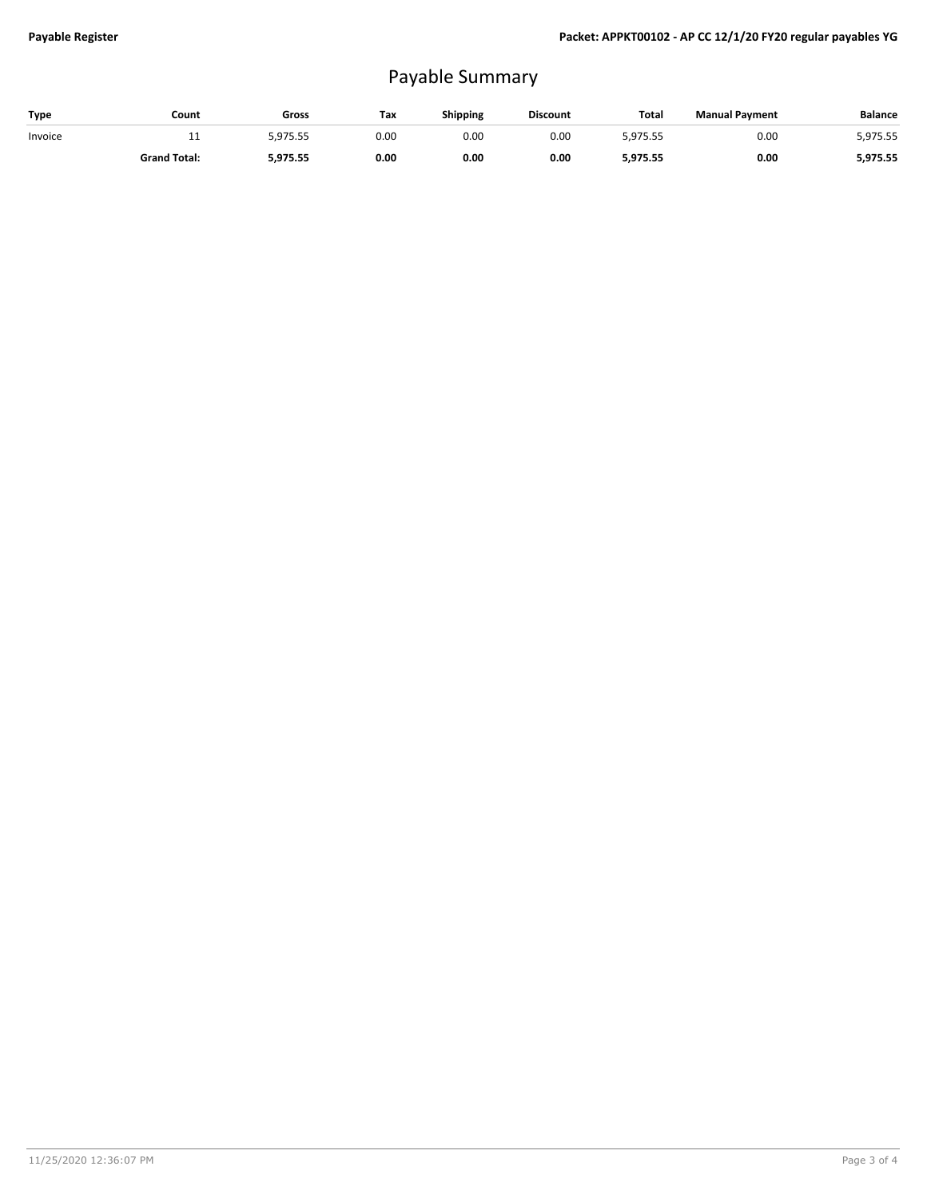# Payable Summary

| Type | Count | Gross | Tax | Shipping | Discount | Total | Manual Payment | Balance |
|---|---|---|---|---|---|---|---|---|
| Invoice | 11 | 5,975.55 | 0.00 | 0.00 | 0.00 | 5,975.55 | 0.00 | 5,975.55 |
| | **Grand Total:** | **5,975.55** | **0.00** | **0.00** | **0.00** | **5,975.55** | **0.00** | **5,975.55** |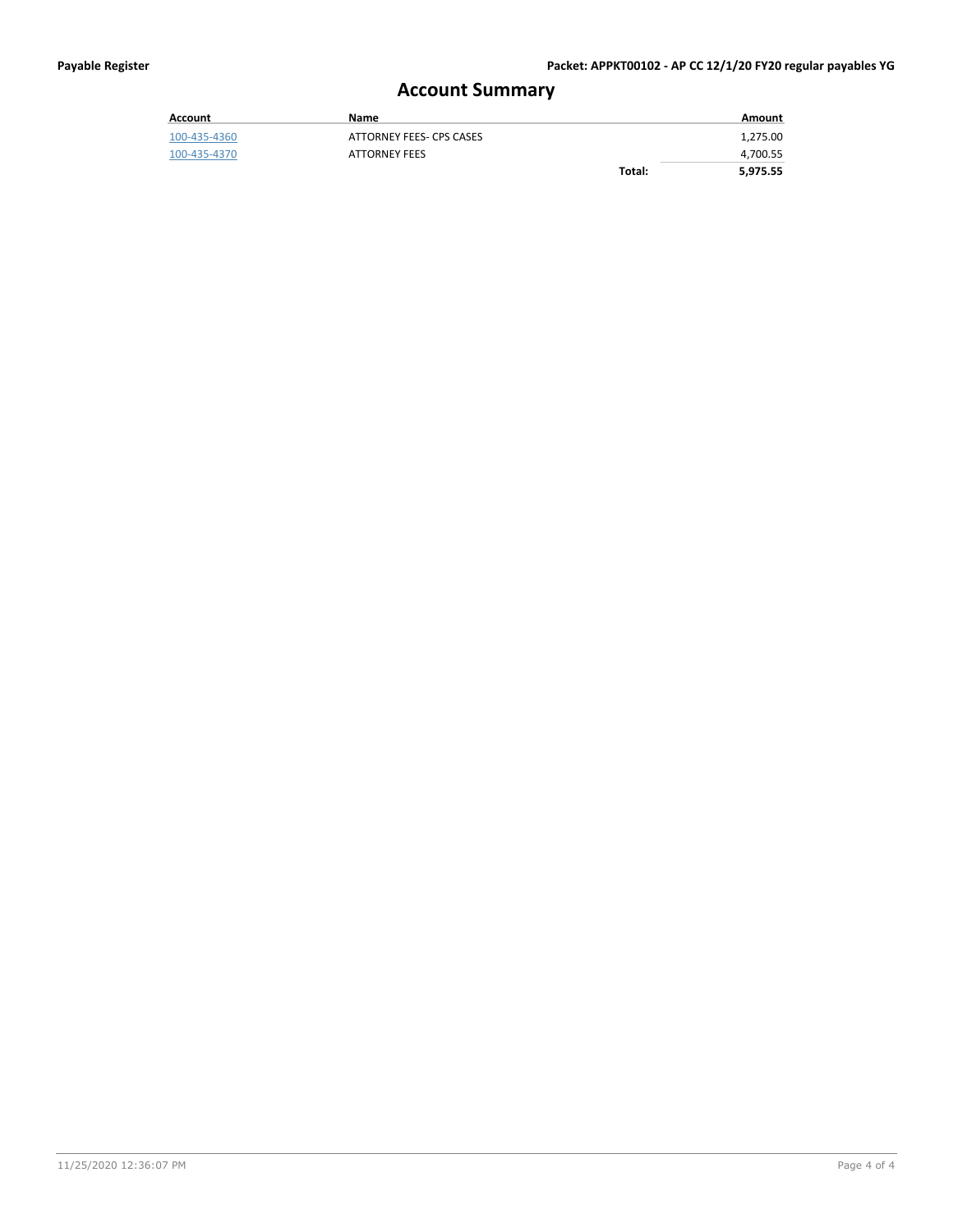# Account Summary

| Account | Name | | Amount |
|---|---|---|---|
| 100-435-4360 | ATTORNEY FEES- CPS CASES | | 1,275.00 |
| 100-435-4370 | ATTORNEY FEES | | 4,700.55 |
| | | **Total:** | **5,975.55** |